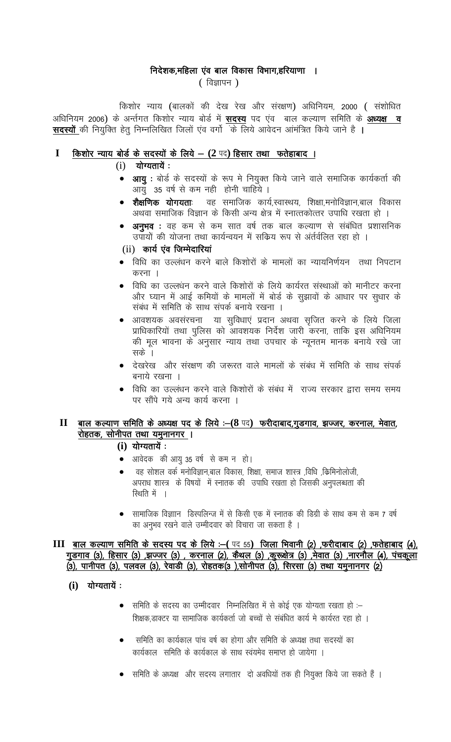# निदेशक,महिला एंव बाल विकास विभाग,हरियाणा ।

( विज्ञापन )

किशोर न्याय (बालकों की देख रेख और संरक्षण) अधिनियम, 2000 ( संशोधित अधिनियम 2006) के अर्न्तगत किशोर न्याय बोर्ड में **<u>सदस्य</u>** पद एंव बाल कल्याण समिति के **<u>अध्यक्ष व सदस्यों</u>** की नियुक्ति हेतु निम्नलिखित जिलों एंव वर्गो के लिये आवेदन आंमंत्रित किये जाने है ।

## I <u>किशोर न्याय बोर्ड के सदस्यों के लिये – (2 पद) हिसार तथा फतेहाबाद ।</u>

### (i) योग्यतायें :

- **आयु :** बोर्ड के सदस्यों के रूप मे नियुक्त किये जाने वाले समाजिक कार्यकर्ता की आयु 35 वर्ष से कम नही होनी चाहिये ।
- **शैक्षणिक योगयता:** वह समाजिक कार्य,स्वास्थय, शिक्षा,मनोविज्ञान,बाल विकास अथवा समाजिक विज्ञान के किसी अन्य क्षेत्र में स्नात्तकोत्तर उपाधि रखता हो ।
- **अनुभव :** वह कम से कम सात वर्ष तक बाल कल्याण से संबंधित प्रशासनिक उपायों की योजना तथा कार्यन्वयन में सक्रिय रूप से अंतर्वलित रहा हो ।

### (ii) कार्य एंव जिम्मेदारियां

- विधि का उल्लंधन करने बाले किशोरों के मामलों का न्यायनिर्णयन तथा निपटान करना ।
- विधि का उल्लंधन करने वाले किशोरों के लिये कार्यरत संस्थाओं को मानीटर करना और घ्यान में आई कमियों के मामलों में बोर्ड के सुझावों के आधार पर सुधार के संबंध में समिति के साथ संपर्क बनाये रखना ।
- आवशयक अवसंरचना या सुविधाएं प्रदान अथवा सृजित करने के लिये जिला प्राधिकारियों तथा पुलिस को आवशयक निर्देश जारी करना, ताकि इस अधिनियम की मूल भावना के अनुसार न्याय तथा उपचार के न्यूनतम मानक बनाये रखे जा सके ।
- देखरेख और संरक्षण की जरूरत वाले मामलों के संबंध में समिति के साथ संपर्क बनाये रखना ।
- विधि का उल्लंधन करने वाले किशोरों के संबंध में राज्य सरकार द्वारा समय समय पर सौंपे गये अन्य कार्य करना ।

## II <u>बाल कल्याण समिति के अध्यक्ष पद के लिये :–(8 पद) फरीदाबाद,गुडगाव, झज्जर, करनाल, मेवात, रोहतक, सोनीपत तथा यमुनानगर ।</u>

### (i) योग्यतायें :

- आवेदक की आयु 35 वर्ष से कम न हो।
- वह सोशल वर्क मनोविज्ञान,बाल विकास, शिक्षा, समाज शास्त्र ,विधि ,क्रिमिनोलोजी, अपराध शास्त्र के विषयों में स्नातक की उपाधि रखता हो जिसकी अनुपलब्धता की स्थिति में ।
- सामाजिक विज्ञान डिस्पलिन्ज में से किसी एक में स्नातक की डिग्री के साथ कम से कम 7 वर्ष का अनुभव रखने वाले उम्मीदवार को विचारा जा सकता है ।

## III <u>बाल कल्याण समिति के सदस्य पद के लिये :–( पद 55) जिला भिवानी (2) ,फरीदाबाद (2) ,फतेहाबाद (4), गुडगाव (3), हिसार (3) ,झज्जर (3) , करनाल (2), कैथल (3) ,कुरूक्षेत्र (3) ,मेवात (3) ,नारनौल (4), पंचकूला (3), पानीपत (3), पलवल (3), रेवाडी (3), रोहतक(3 ),सोनीपत (3), सिरसा (3) तथा यमुनानगर (2)</u>

### (i) योग्यतायें :

- समिति के सदस्य का उम्मीदवार निम्नलिखित में से कोई एक योग्यता रखता हो :– शिक्षक,डाक्टर या सामाजिक कार्यकर्ता जो बच्चों से संबंधित कार्य मे कार्यरत रहा हो ।
- समिति का कार्यकाल पांच वर्ष का होगा और समिति के अध्यक्ष तथा सदस्यों का कार्यकाल समिति के कार्यकाल के साथ स्वंयमेव समाप्त हो जायेगा ।
- समिति के अध्यक्ष और सदस्य लगातार दो अवधियों तक ही नियुक्त किये जा सकते हैं ।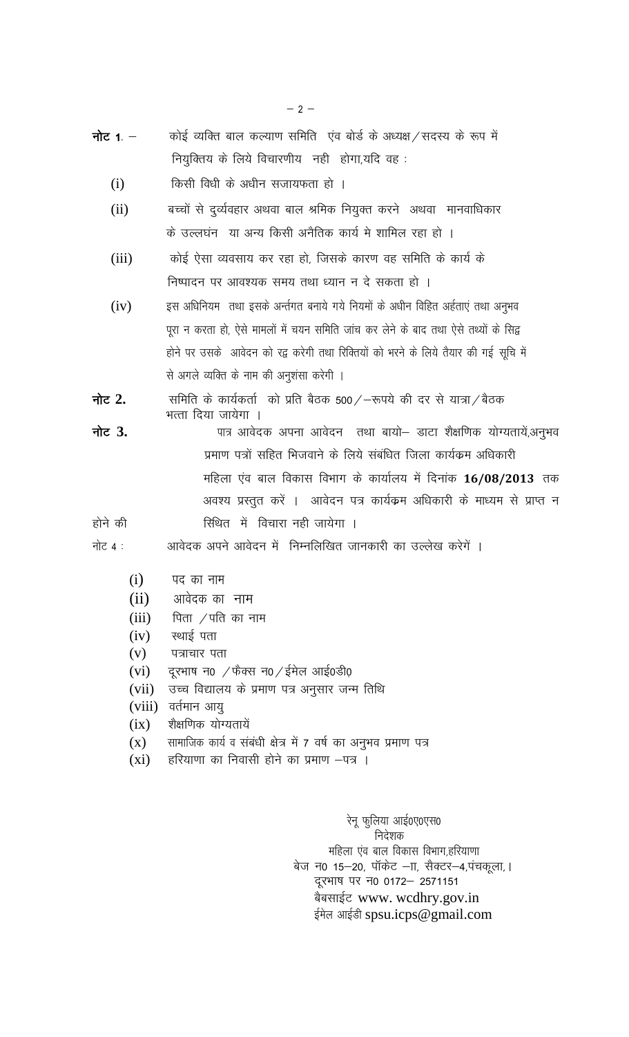**नोट 1.** – कोई व्यक्ति बाल कल्याण समिति एंव बोर्ड के अध्यक्ष/सदस्य के रूप में नियुक्तिय के लिये विचारणीय नही होगा,यदि वह :

(i) किसी विधी के अधीन सजायफता हो ।

(ii) बच्चों से दुर्व्यवहार अथवा बाल श्रमिक नियुक्त करने अथवा मानवाधिकार के उल्लघंन या अन्य किसी अनैतिक कार्य मे शामिल रहा हो ।

(iii) कोई ऐसा व्यवसाय कर रहा हो, जिसके कारण वह समिति के कार्य के निष्पादन पर आवश्यक समय तथा ध्यान न दे सकता हो ।

(iv) इस अधिनियम तथा इसके अर्न्तगत बनाये गये नियमों के अधीन विहित अर्हताएं तथा अनुभव पूरा न करता हो, ऐसे मामलों में चयन समिति जांच कर लेने के बाद तथा ऐसे तथ्यों के सिद्व होने पर उसके आवेदन को रद्व करेगी तथा रिक्तियों को भरने के लिये तैयार की गई सूचि में से अगले व्यक्ति के नाम की अनुशंसा करेगी ।

**नोट 2.** समिति के कार्यकर्ता को प्रति बैठक 500/–रूपये की दर से यात्रा/बैठक भत्ता दिया जायेगा ।

**नोट 3.** पात्र आवेदक अपना आवेदन तथा बायो– डाटा शैक्षणिक योग्यतायें,अनुभव प्रमाण पत्रों सहित भिजवाने के लिये संबंधित जिला कार्यक्रम अधिकारी महिला एंव बाल विकास विभाग के कार्यालय में दिनांक **16/08/2013** तक अवश्य प्रस्तुत करें । आवेदन पत्र कार्यक्रम अधिकारी के माध्यम से प्राप्त न होने की सिथित में विचारा नही जायेगा ।

नोट 4 : आवेदक अपने आवेदन में निम्नलिखित जानकारी का उल्लेख करेगें ।

(i) पद का नाम
(ii) आवेदक का नाम
(iii) पिता /पति का नाम
(iv) स्थाई पता
(v) पत्राचार पता
(vi) दूरभाष न0 /फैक्स न0/ईमेल आई0डी0
(vii) उच्च विद्यालय के प्रमाण पत्र अनुसार जन्म तिथि
(viii) वर्तमान आयु
(ix) शैक्षणिक योग्यतायें
(x) सामाजिक कार्य व संबंधी क्षेत्र में 7 वर्ष का अनुभव प्रमाण पत्र
(xi) हरियाणा का निवासी होने का प्रमाण –पत्र ।

रेनू फुलिया आई0ए0एस0
निदेशक
महिला एंव बाल विकास विभाग,हरियाणा
बेज न0 15–20, पॉकेट –II, सैक्टर–4,पंचकूला,।
दूरभाष पर न0 0172– 2571151
बैबसाईट www. wcdhry.gov.in
ईमेल आईडी spsu.icps@gmail.com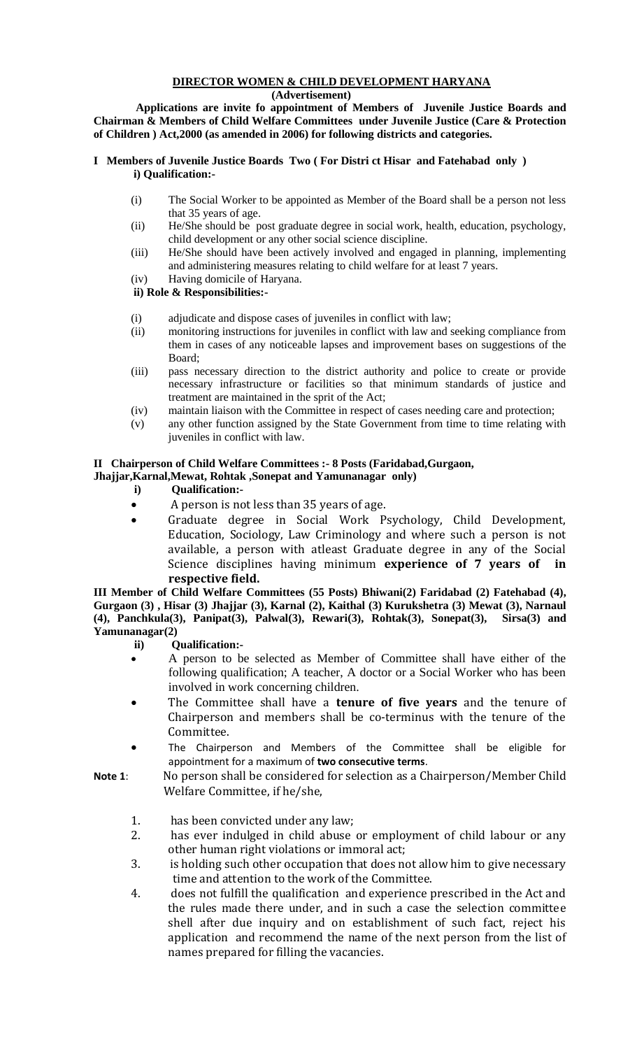# DIRECTOR WOMEN & CHILD DEVELOPMENT HARYANA

**(Advertisement)**

**Applications are invite fo appointment of Members of Juvenile Justice Boards and Chairman & Members of Child Welfare Committees under Juvenile Justice (Care & Protection of Children ) Act,2000 (as amended in 2006) for following districts and categories.**

## I Members of Juvenile Justice Boards Two ( For Distri ct Hisar and Fatehabad only )

**i) Qualification:-**

(i) The Social Worker to be appointed as Member of the Board shall be a person not less that 35 years of age.

(ii) He/She should be post graduate degree in social work, health, education, psychology, child development or any other social science discipline.

(iii) He/She should have been actively involved and engaged in planning, implementing and administering measures relating to child welfare for at least 7 years.

(iv) Having domicile of Haryana.

**ii) Role & Responsibilities:-**

(i) adjudicate and dispose cases of juveniles in conflict with law;

(ii) monitoring instructions for juveniles in conflict with law and seeking compliance from them in cases of any noticeable lapses and improvement bases on suggestions of the Board;

(iii) pass necessary direction to the district authority and police to create or provide necessary infrastructure or facilities so that minimum standards of justice and treatment are maintained in the sprit of the Act;

(iv) maintain liaison with the Committee in respect of cases needing care and protection;

(v) any other function assigned by the State Government from time to time relating with juveniles in conflict with law.

## II Chairperson of Child Welfare Committees :- 8 Posts (Faridabad,Gurgaon, Jhajjar,Karnal,Mewat, Rohtak ,Sonepat and Yamunanagar only)

**i) Qualification:-**

- A person is not less than 35 years of age.
- Graduate degree in Social Work Psychology, Child Development, Education, Sociology, Law Criminology and where such a person is not available, a person with atleast Graduate degree in any of the Social Science disciplines having minimum **experience of 7 years of in respective field.**

## III Member of Child Welfare Committees (55 Posts) Bhiwani(2) Faridabad (2) Fatehabad (4), Gurgaon (3) , Hisar (3) Jhajjar (3), Karnal (2), Kaithal (3) Kurukshetra (3) Mewat (3), Narnaul (4), Panchkula(3), Panipat(3), Palwal(3), Rewari(3), Rohtak(3), Sonepat(3), Sirsa(3) and Yamunanagar(2)

**ii) Qualification:-**

- A person to be selected as Member of Committee shall have either of the following qualification; A teacher, A doctor or a Social Worker who has been involved in work concerning children.
- The Committee shall have a **tenure of five years** and the tenure of Chairperson and members shall be co-terminus with the tenure of the Committee.
- The Chairperson and Members of the Committee shall be eligible for appointment for a maximum of **two consecutive terms**.

**Note 1**: No person shall be considered for selection as a Chairperson/Member Child Welfare Committee, if he/she,

1. has been convicted under any law;
2. has ever indulged in child abuse or employment of child labour or any other human right violations or immoral act;
3. is holding such other occupation that does not allow him to give necessary time and attention to the work of the Committee.
4. does not fulfill the qualification and experience prescribed in the Act and the rules made there under, and in such a case the selection committee shell after due inquiry and on establishment of such fact, reject his application and recommend the name of the next person from the list of names prepared for filling the vacancies.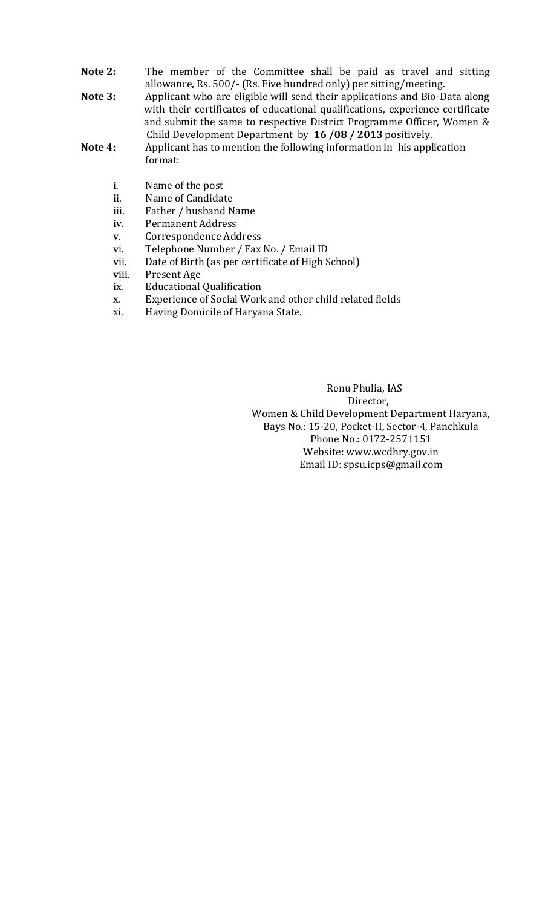**Note 2:** The member of the Committee shall be paid as travel and sitting allowance, Rs. 500/- (Rs. Five hundred only) per sitting/meeting.

**Note 3:** Applicant who are eligible will send their applications and Bio-Data along with their certificates of educational qualifications, experience certificate and submit the same to respective District Programme Officer, Women & Child Development Department by **16 /08 / 2013** positively.

**Note 4:** Applicant has to mention the following information in his application format:

i. Name of the post
ii. Name of Candidate
iii. Father / husband Name
iv. Permanent Address
v. Correspondence Address
vi. Telephone Number / Fax No. / Email ID
vii. Date of Birth (as per certificate of High School)
viii. Present Age
ix. Educational Qualification
x. Experience of Social Work and other child related fields
xi. Having Domicile of Haryana State.

Renu Phulia, IAS
Director,
Women & Child Development Department Haryana,
Bays No.: 15-20, Pocket-II, Sector-4, Panchkula
Phone No.: 0172-2571151
Website: www.wcdhry.gov.in
Email ID: spsu.icps@gmail.com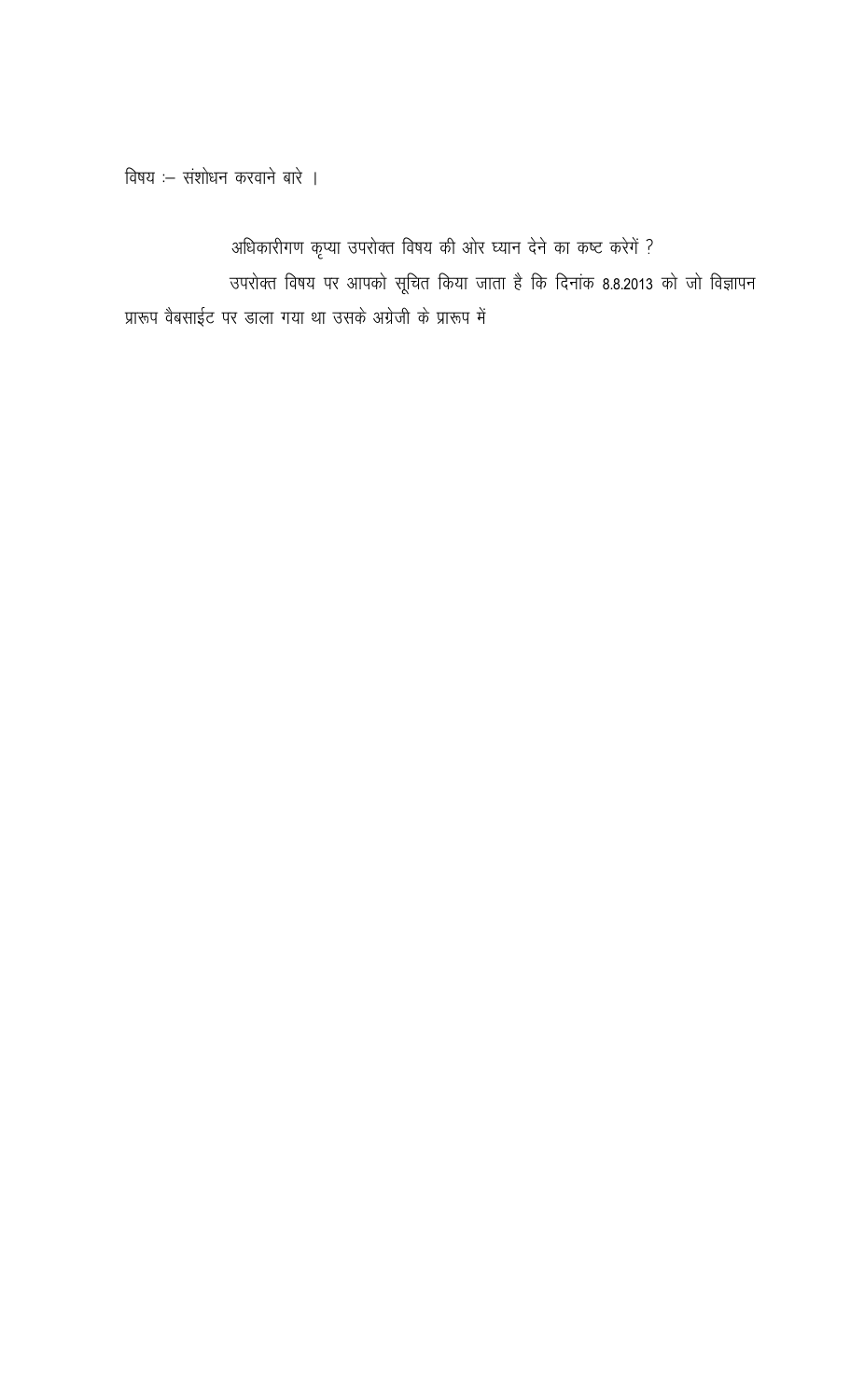विषय :– संशोधन करवाने बारे ।

अधिकारीगण कृप्या उपरोक्त विषय की ओर घ्यान देने का कष्ट करेगें ?

उपरोक्त विषय पर आपको सूचित किया जाता है कि दिनांक 8.8.2013 को जो विज्ञापन प्रारूप वैबसाईट पर डाला गया था उसके अग्रेजी के प्रारूप में